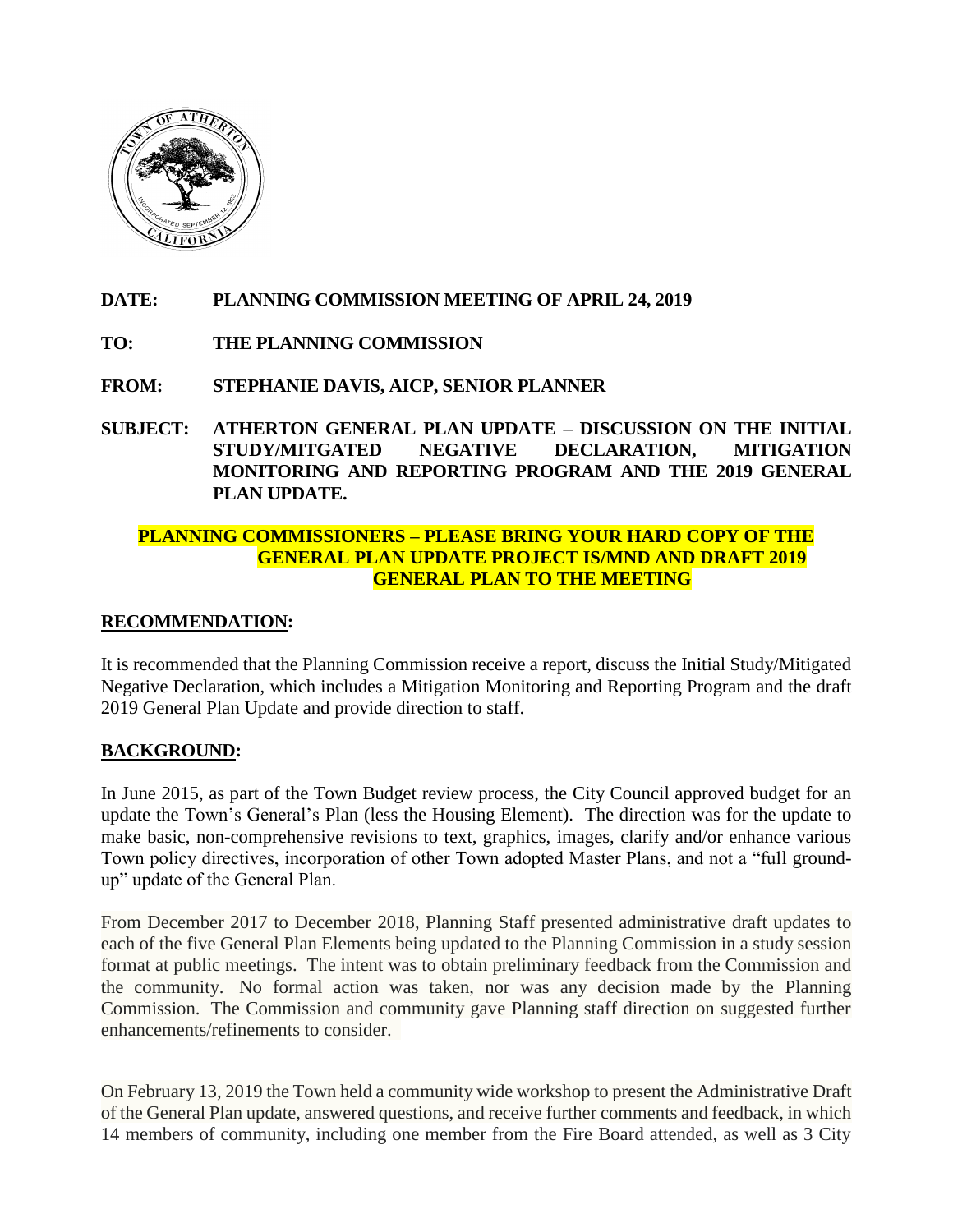**DATE:** **PLANNING COMMISSION MEETING OF APRIL 24, 2019**

**TO:** **THE PLANNING COMMISSION**

**FROM:** **STEPHANIE DAVIS, AICP, SENIOR PLANNER**

**SUBJECT:** **ATHERTON GENERAL PLAN UPDATE – DISCUSSION ON THE INITIAL STUDY/MITGATED NEGATIVE DECLARATION, MITIGATION MONITORING AND REPORTING PROGRAM AND THE 2019 GENERAL PLAN UPDATE.**

**PLANNING COMMISSIONERS – PLEASE BRING YOUR HARD COPY OF THE GENERAL PLAN UPDATE PROJECT IS/MND AND DRAFT 2019 GENERAL PLAN TO THE MEETING**

## RECOMMENDATION:

It is recommended that the Planning Commission receive a report, discuss the Initial Study/Mitigated Negative Declaration, which includes a Mitigation Monitoring and Reporting Program and the draft 2019 General Plan Update and provide direction to staff.

## BACKGROUND:

In June 2015, as part of the Town Budget review process, the City Council approved budget for an update the Town's General's Plan (less the Housing Element). The direction was for the update to make basic, non-comprehensive revisions to text, graphics, images, clarify and/or enhance various Town policy directives, incorporation of other Town adopted Master Plans, and not a "full ground-up" update of the General Plan.

From December 2017 to December 2018, Planning Staff presented administrative draft updates to each of the five General Plan Elements being updated to the Planning Commission in a study session format at public meetings. The intent was to obtain preliminary feedback from the Commission and the community. No formal action was taken, nor was any decision made by the Planning Commission. The Commission and community gave Planning staff direction on suggested further enhancements/refinements to consider.

On February 13, 2019 the Town held a community wide workshop to present the Administrative Draft of the General Plan update, answered questions, and receive further comments and feedback, in which 14 members of community, including one member from the Fire Board attended, as well as 3 City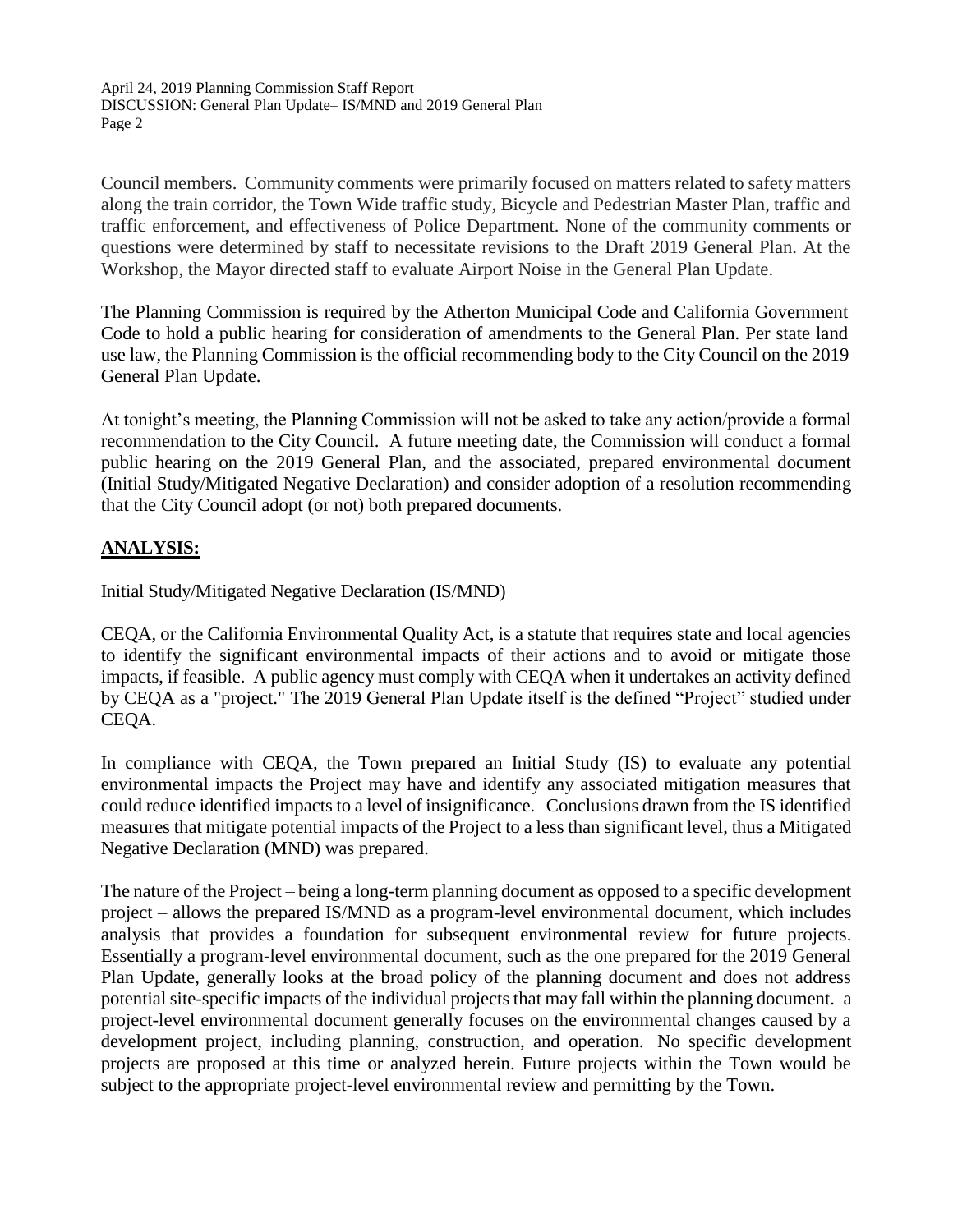Council members. Community comments were primarily focused on matters related to safety matters along the train corridor, the Town Wide traffic study, Bicycle and Pedestrian Master Plan, traffic and traffic enforcement, and effectiveness of Police Department. None of the community comments or questions were determined by staff to necessitate revisions to the Draft 2019 General Plan. At the Workshop, the Mayor directed staff to evaluate Airport Noise in the General Plan Update.

The Planning Commission is required by the Atherton Municipal Code and California Government Code to hold a public hearing for consideration of amendments to the General Plan. Per state land use law, the Planning Commission is the official recommending body to the City Council on the 2019 General Plan Update.

At tonight's meeting, the Planning Commission will not be asked to take any action/provide a formal recommendation to the City Council. A future meeting date, the Commission will conduct a formal public hearing on the 2019 General Plan, and the associated, prepared environmental document (Initial Study/Mitigated Negative Declaration) and consider adoption of a resolution recommending that the City Council adopt (or not) both prepared documents.

## ANALYSIS:

### Initial Study/Mitigated Negative Declaration (IS/MND)

CEQA, or the California Environmental Quality Act, is a statute that requires state and local agencies to identify the significant environmental impacts of their actions and to avoid or mitigate those impacts, if feasible. A public agency must comply with CEQA when it undertakes an activity defined by CEQA as a "project." The 2019 General Plan Update itself is the defined "Project" studied under CEQA.

In compliance with CEQA, the Town prepared an Initial Study (IS) to evaluate any potential environmental impacts the Project may have and identify any associated mitigation measures that could reduce identified impacts to a level of insignificance. Conclusions drawn from the IS identified measures that mitigate potential impacts of the Project to a less than significant level, thus a Mitigated Negative Declaration (MND) was prepared.

The nature of the Project – being a long-term planning document as opposed to a specific development project – allows the prepared IS/MND as a program-level environmental document, which includes analysis that provides a foundation for subsequent environmental review for future projects. Essentially a program-level environmental document, such as the one prepared for the 2019 General Plan Update, generally looks at the broad policy of the planning document and does not address potential site-specific impacts of the individual projects that may fall within the planning document. a project-level environmental document generally focuses on the environmental changes caused by a development project, including planning, construction, and operation. No specific development projects are proposed at this time or analyzed herein. Future projects within the Town would be subject to the appropriate project-level environmental review and permitting by the Town.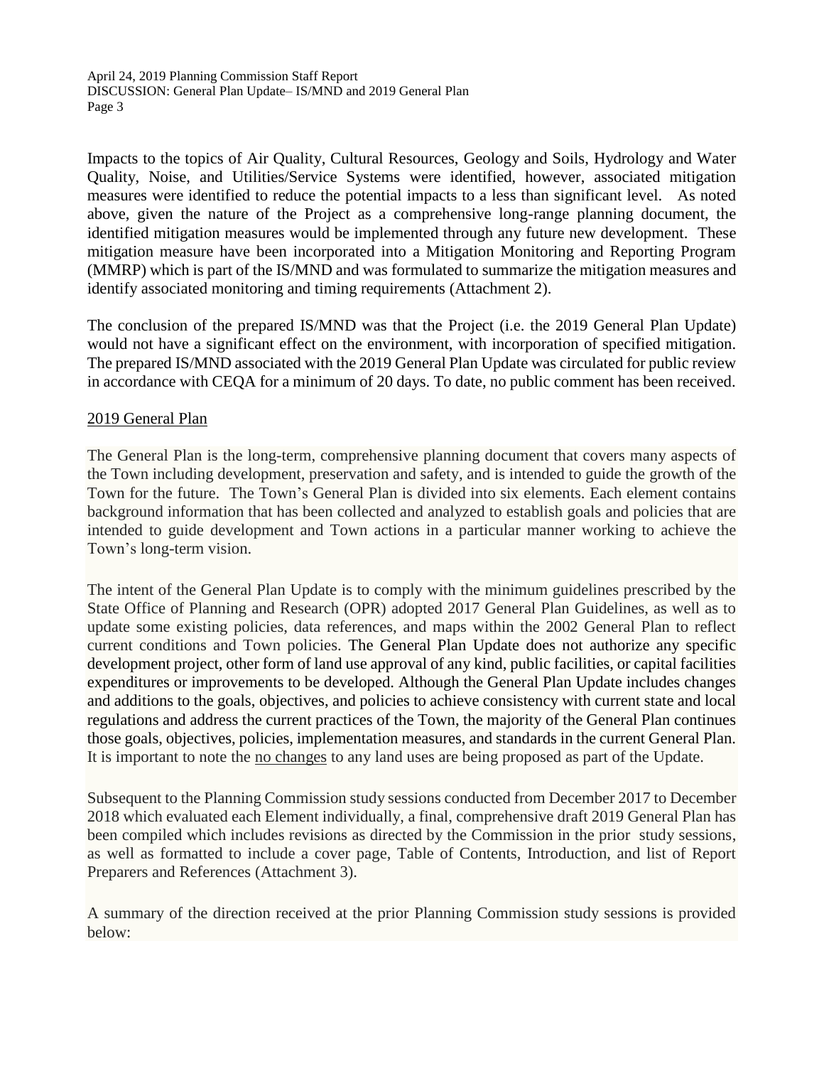Impacts to the topics of Air Quality, Cultural Resources, Geology and Soils, Hydrology and Water Quality, Noise, and Utilities/Service Systems were identified, however, associated mitigation measures were identified to reduce the potential impacts to a less than significant level. As noted above, given the nature of the Project as a comprehensive long-range planning document, the identified mitigation measures would be implemented through any future new development. These mitigation measure have been incorporated into a Mitigation Monitoring and Reporting Program (MMRP) which is part of the IS/MND and was formulated to summarize the mitigation measures and identify associated monitoring and timing requirements (Attachment 2).

The conclusion of the prepared IS/MND was that the Project (i.e. the 2019 General Plan Update) would not have a significant effect on the environment, with incorporation of specified mitigation. The prepared IS/MND associated with the 2019 General Plan Update was circulated for public review in accordance with CEQA for a minimum of 20 days. To date, no public comment has been received.

<u>2019 General Plan</u>

The General Plan is the long-term, comprehensive planning document that covers many aspects of the Town including development, preservation and safety, and is intended to guide the growth of the Town for the future. The Town's General Plan is divided into six elements. Each element contains background information that has been collected and analyzed to establish goals and policies that are intended to guide development and Town actions in a particular manner working to achieve the Town's long-term vision.

The intent of the General Plan Update is to comply with the minimum guidelines prescribed by the State Office of Planning and Research (OPR) adopted 2017 General Plan Guidelines, as well as to update some existing policies, data references, and maps within the 2002 General Plan to reflect current conditions and Town policies. The General Plan Update does not authorize any specific development project, other form of land use approval of any kind, public facilities, or capital facilities expenditures or improvements to be developed. Although the General Plan Update includes changes and additions to the goals, objectives, and policies to achieve consistency with current state and local regulations and address the current practices of the Town, the majority of the General Plan continues those goals, objectives, policies, implementation measures, and standards in the current General Plan. It is important to note the <u>no changes</u> to any land uses are being proposed as part of the Update.

Subsequent to the Planning Commission study sessions conducted from December 2017 to December 2018 which evaluated each Element individually, a final, comprehensive draft 2019 General Plan has been compiled which includes revisions as directed by the Commission in the prior study sessions, as well as formatted to include a cover page, Table of Contents, Introduction, and list of Report Preparers and References (Attachment 3).

A summary of the direction received at the prior Planning Commission study sessions is provided below: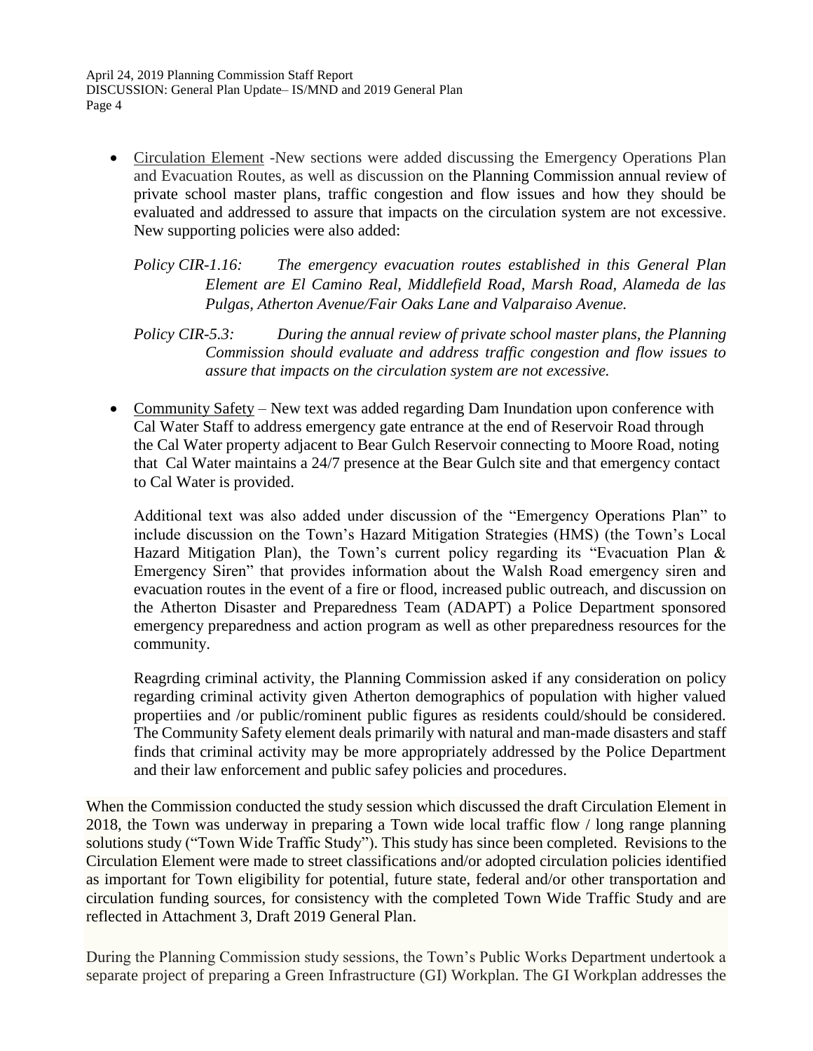- Circulation Element -New sections were added discussing the Emergency Operations Plan and Evacuation Routes, as well as discussion on the Planning Commission annual review of private school master plans, traffic congestion and flow issues and how they should be evaluated and addressed to assure that impacts on the circulation system are not excessive. New supporting policies were also added:

  *Policy CIR-1.16: The emergency evacuation routes established in this General Plan Element are El Camino Real, Middlefield Road, Marsh Road, Alameda de las Pulgas, Atherton Avenue/Fair Oaks Lane and Valparaiso Avenue.*

  *Policy CIR-5.3: During the annual review of private school master plans, the Planning Commission should evaluate and address traffic congestion and flow issues to assure that impacts on the circulation system are not excessive.*

- Community Safety – New text was added regarding Dam Inundation upon conference with Cal Water Staff to address emergency gate entrance at the end of Reservoir Road through the Cal Water property adjacent to Bear Gulch Reservoir connecting to Moore Road, noting that Cal Water maintains a 24/7 presence at the Bear Gulch site and that emergency contact to Cal Water is provided.

  Additional text was also added under discussion of the "Emergency Operations Plan" to include discussion on the Town's Hazard Mitigation Strategies (HMS) (the Town's Local Hazard Mitigation Plan), the Town's current policy regarding its "Evacuation Plan & Emergency Siren" that provides information about the Walsh Road emergency siren and evacuation routes in the event of a fire or flood, increased public outreach, and discussion on the Atherton Disaster and Preparedness Team (ADAPT) a Police Department sponsored emergency preparedness and action program as well as other preparedness resources for the community.

  Reagrding criminal activity, the Planning Commission asked if any consideration on policy regarding criminal activity given Atherton demographics of population with higher valued propertiies and /or public/rominent public figures as residents could/should be considered. The Community Safety element deals primarily with natural and man-made disasters and staff finds that criminal activity may be more appropriately addressed by the Police Department and their law enforcement and public safey policies and procedures.

When the Commission conducted the study session which discussed the draft Circulation Element in 2018, the Town was underway in preparing a Town wide local traffic flow / long range planning solutions study ("Town Wide Traffic Study"). This study has since been completed. Revisions to the Circulation Element were made to street classifications and/or adopted circulation policies identified as important for Town eligibility for potential, future state, federal and/or other transportation and circulation funding sources, for consistency with the completed Town Wide Traffic Study and are reflected in Attachment 3, Draft 2019 General Plan.

During the Planning Commission study sessions, the Town's Public Works Department undertook a separate project of preparing a Green Infrastructure (GI) Workplan. The GI Workplan addresses the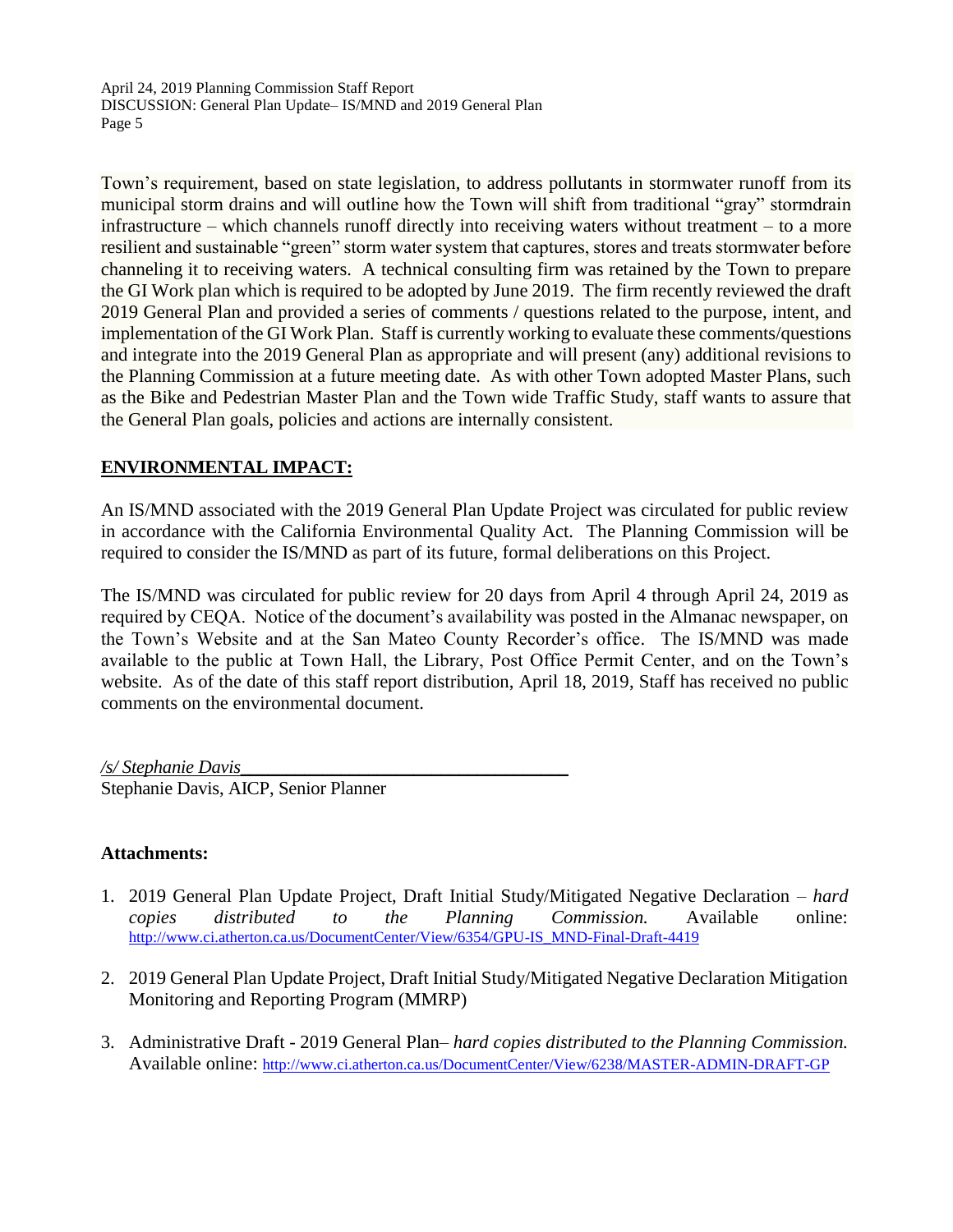Town's requirement, based on state legislation, to address pollutants in stormwater runoff from its municipal storm drains and will outline how the Town will shift from traditional "gray" stormdrain infrastructure – which channels runoff directly into receiving waters without treatment – to a more resilient and sustainable "green" storm water system that captures, stores and treats stormwater before channeling it to receiving waters. A technical consulting firm was retained by the Town to prepare the GI Work plan which is required to be adopted by June 2019. The firm recently reviewed the draft 2019 General Plan and provided a series of comments / questions related to the purpose, intent, and implementation of the GI Work Plan. Staff is currently working to evaluate these comments/questions and integrate into the 2019 General Plan as appropriate and will present (any) additional revisions to the Planning Commission at a future meeting date. As with other Town adopted Master Plans, such as the Bike and Pedestrian Master Plan and the Town wide Traffic Study, staff wants to assure that the General Plan goals, policies and actions are internally consistent.

## ENVIRONMENTAL IMPACT:

An IS/MND associated with the 2019 General Plan Update Project was circulated for public review in accordance with the California Environmental Quality Act. The Planning Commission will be required to consider the IS/MND as part of its future, formal deliberations on this Project.

The IS/MND was circulated for public review for 20 days from April 4 through April 24, 2019 as required by CEQA. Notice of the document's availability was posted in the Almanac newspaper, on the Town's Website and at the San Mateo County Recorder's office. The IS/MND was made available to the public at Town Hall, the Library, Post Office Permit Center, and on the Town's website. As of the date of this staff report distribution, April 18, 2019, Staff has received no public comments on the environmental document.

*/s/ Stephanie Davis*
Stephanie Davis, AICP, Senior Planner

**Attachments:**

1. 2019 General Plan Update Project, Draft Initial Study/Mitigated Negative Declaration – *hard copies distributed to the Planning Commission.* Available online: http://www.ci.atherton.ca.us/DocumentCenter/View/6354/GPU-IS_MND-Final-Draft-4419
2. 2019 General Plan Update Project, Draft Initial Study/Mitigated Negative Declaration Mitigation Monitoring and Reporting Program (MMRP)
3. Administrative Draft - 2019 General Plan– *hard copies distributed to the Planning Commission.* Available online: http://www.ci.atherton.ca.us/DocumentCenter/View/6238/MASTER-ADMIN-DRAFT-GP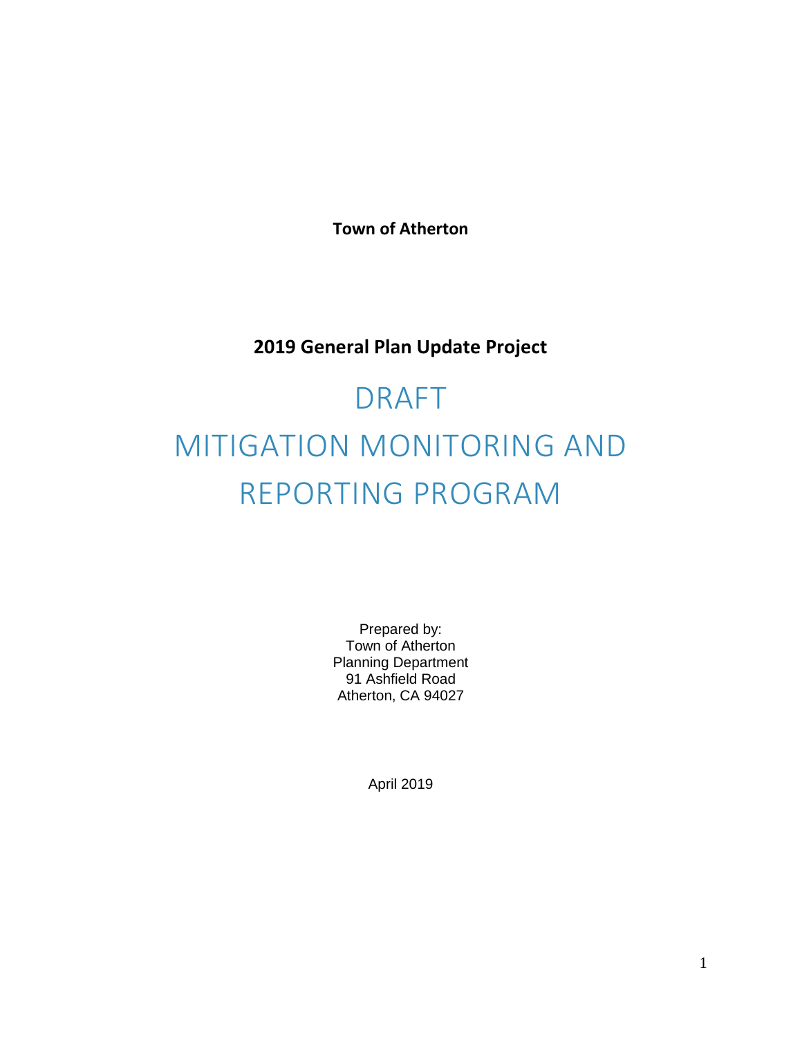**Town of Atherton**

**2019 General Plan Update Project**

# DRAFT

# MITIGATION MONITORING AND REPORTING PROGRAM

Prepared by:
Town of Atherton
Planning Department
91 Ashfield Road
Atherton, CA 94027

April 2019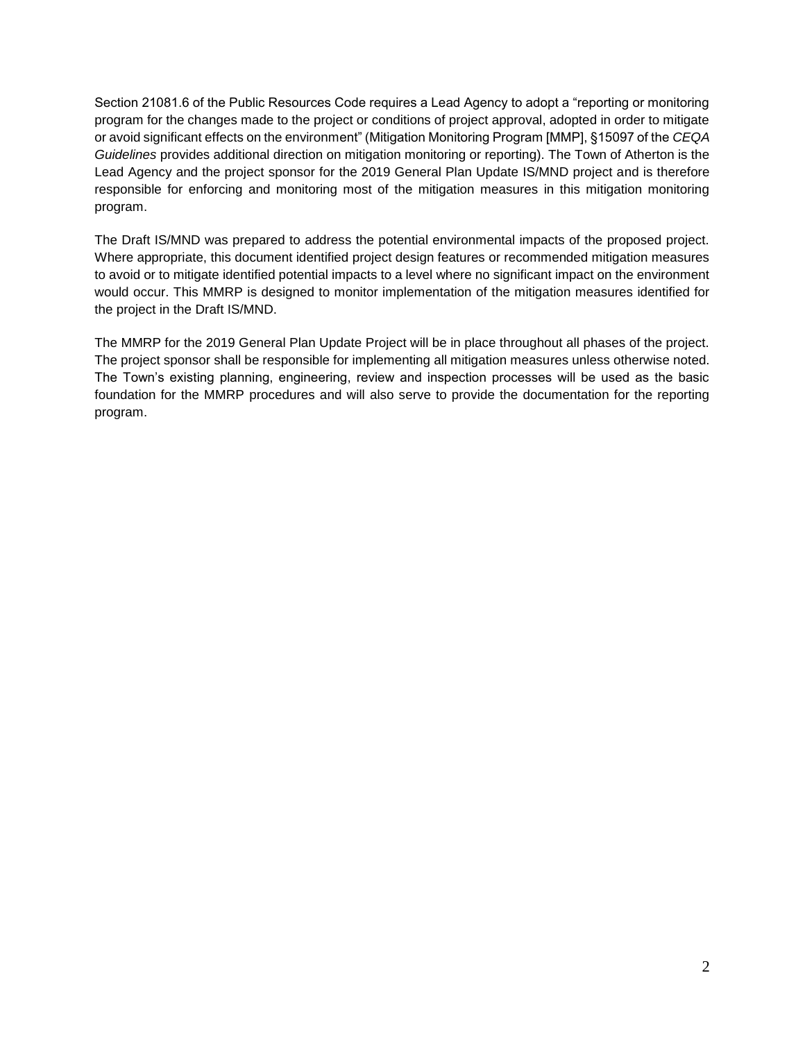Section 21081.6 of the Public Resources Code requires a Lead Agency to adopt a “reporting or monitoring program for the changes made to the project or conditions of project approval, adopted in order to mitigate or avoid significant effects on the environment” (Mitigation Monitoring Program [MMP], §15097 of the *CEQA Guidelines* provides additional direction on mitigation monitoring or reporting). The Town of Atherton is the Lead Agency and the project sponsor for the 2019 General Plan Update IS/MND project and is therefore responsible for enforcing and monitoring most of the mitigation measures in this mitigation monitoring program.

The Draft IS/MND was prepared to address the potential environmental impacts of the proposed project. Where appropriate, this document identified project design features or recommended mitigation measures to avoid or to mitigate identified potential impacts to a level where no significant impact on the environment would occur. This MMRP is designed to monitor implementation of the mitigation measures identified for the project in the Draft IS/MND.

The MMRP for the 2019 General Plan Update Project will be in place throughout all phases of the project. The project sponsor shall be responsible for implementing all mitigation measures unless otherwise noted. The Town’s existing planning, engineering, review and inspection processes will be used as the basic foundation for the MMRP procedures and will also serve to provide the documentation for the reporting program.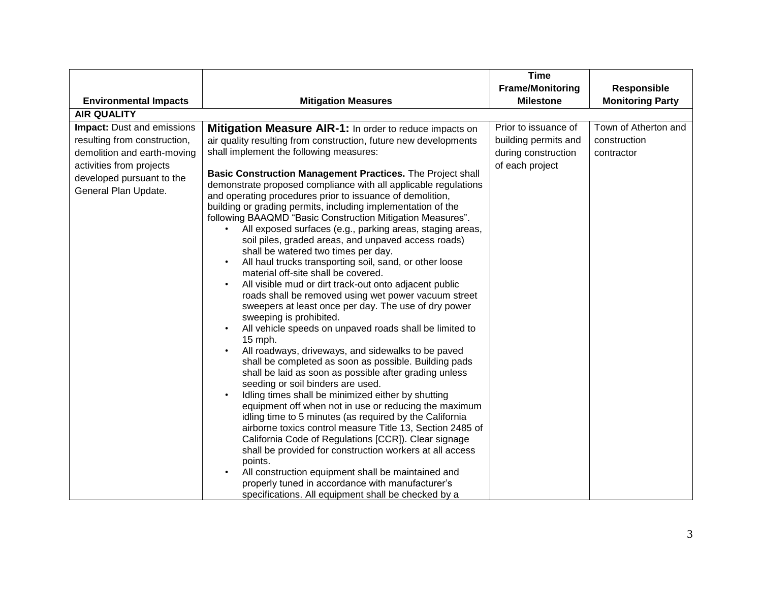| Environmental Impacts | Mitigation Measures | Time Frame/Monitoring Milestone | Responsible Monitoring Party |
|---|---|---|---|
| **AIR QUALITY** | | | |
| **Impact:** Dust and emissions resulting from construction, demolition and earth-moving activities from projects developed pursuant to the General Plan Update. | **Mitigation Measure AIR-1:** In order to reduce impacts on air quality resulting from construction, future new developments shall implement the following measures:<br><br>**Basic Construction Management Practices.** The Project shall demonstrate proposed compliance with all applicable regulations and operating procedures prior to issuance of demolition, building or grading permits, including implementation of the following BAAQMD "Basic Construction Mitigation Measures".<br>• All exposed surfaces (e.g., parking areas, staging areas, soil piles, graded areas, and unpaved access roads) shall be watered two times per day.<br>• All haul trucks transporting soil, sand, or other loose material off-site shall be covered.<br>• All visible mud or dirt track-out onto adjacent public roads shall be removed using wet power vacuum street sweepers at least once per day. The use of dry power sweeping is prohibited.<br>• All vehicle speeds on unpaved roads shall be limited to 15 mph.<br>• All roadways, driveways, and sidewalks to be paved shall be completed as soon as possible. Building pads shall be laid as soon as possible after grading unless seeding or soil binders are used.<br>• Idling times shall be minimized either by shutting equipment off when not in use or reducing the maximum idling time to 5 minutes (as required by the California airborne toxics control measure Title 13, Section 2485 of California Code of Regulations [CCR]). Clear signage shall be provided for construction workers at all access points.<br>• All construction equipment shall be maintained and properly tuned in accordance with manufacturer's specifications. All equipment shall be checked by a | Prior to issuance of building permits and during construction of each project | Town of Atherton and construction contractor |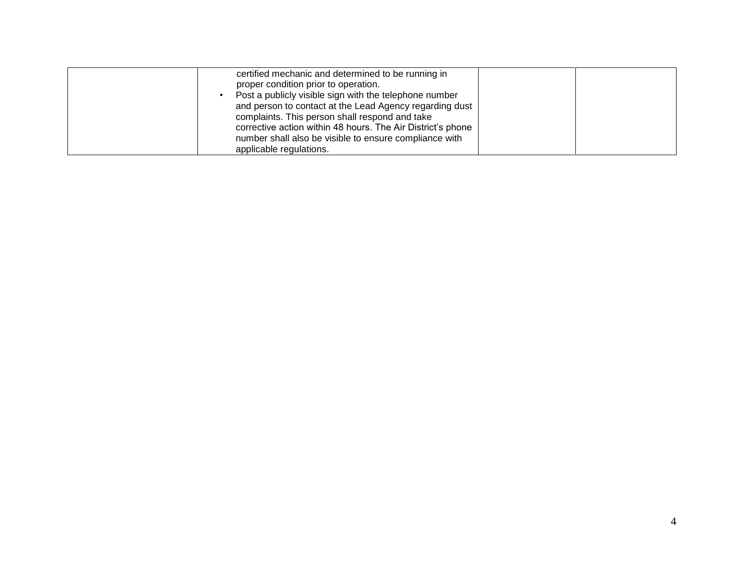|  |  |  |  |
|---|---|---|---|
|  | certified mechanic and determined to be running in proper condition prior to operation.<br>• Post a publicly visible sign with the telephone number and person to contact at the Lead Agency regarding dust complaints. This person shall respond and take corrective action within 48 hours. The Air District's phone number shall also be visible to ensure compliance with applicable regulations. |  |  |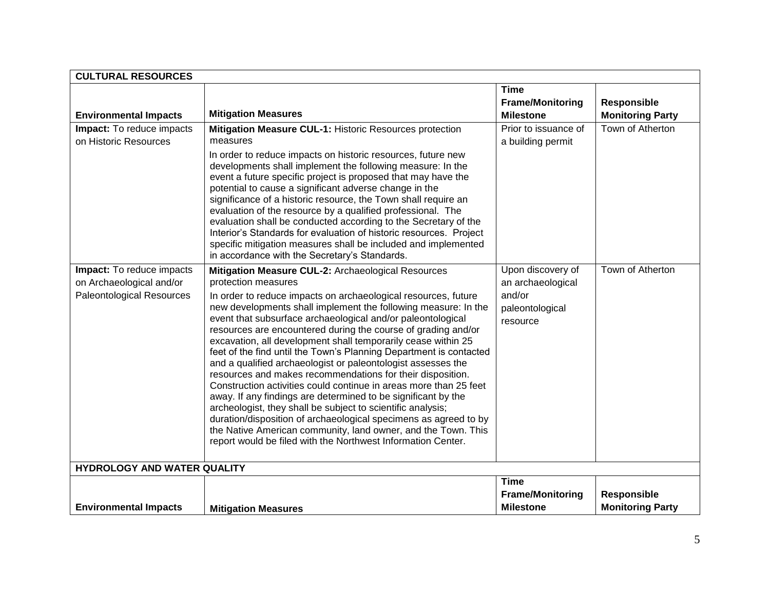| **CULTURAL RESOURCES** | | | |
|---|---|---|---|
| **Environmental Impacts** | **Mitigation Measures** | **Time Frame/Monitoring Milestone** | **Responsible Monitoring Party** |
| **Impact:** To reduce impacts on Historic Resources | **Mitigation Measure CUL-1:** Historic Resources protection measures<br><br>In order to reduce impacts on historic resources, future new developments shall implement the following measure: In the event a future specific project is proposed that may have the potential to cause a significant adverse change in the significance of a historic resource, the Town shall require an evaluation of the resource by a qualified professional. The evaluation shall be conducted according to the Secretary of the Interior's Standards for evaluation of historic resources. Project specific mitigation measures shall be included and implemented in accordance with the Secretary's Standards. | Prior to issuance of a building permit | Town of Atherton |
| **Impact:** To reduce impacts on Archaeological and/or Paleontological Resources | **Mitigation Measure CUL-2:** Archaeological Resources protection measures<br><br>In order to reduce impacts on archaeological resources, future new developments shall implement the following measure: In the event that subsurface archaeological and/or paleontological resources are encountered during the course of grading and/or excavation, all development shall temporarily cease within 25 feet of the find until the Town's Planning Department is contacted and a qualified archaeologist or paleontologist assesses the resources and makes recommendations for their disposition. Construction activities could continue in areas more than 25 feet away. If any findings are determined to be significant by the archeologist, they shall be subject to scientific analysis; duration/disposition of archaeological specimens as agreed to by the Native American community, land owner, and the Town. This report would be filed with the Northwest Information Center. | Upon discovery of an archaeological and/or paleontological resource | Town of Atherton |

| **HYDROLOGY AND WATER QUALITY** | | | |
|---|---|---|---|
| **Environmental Impacts** | **Mitigation Measures** | **Time Frame/Monitoring Milestone** | **Responsible Monitoring Party** |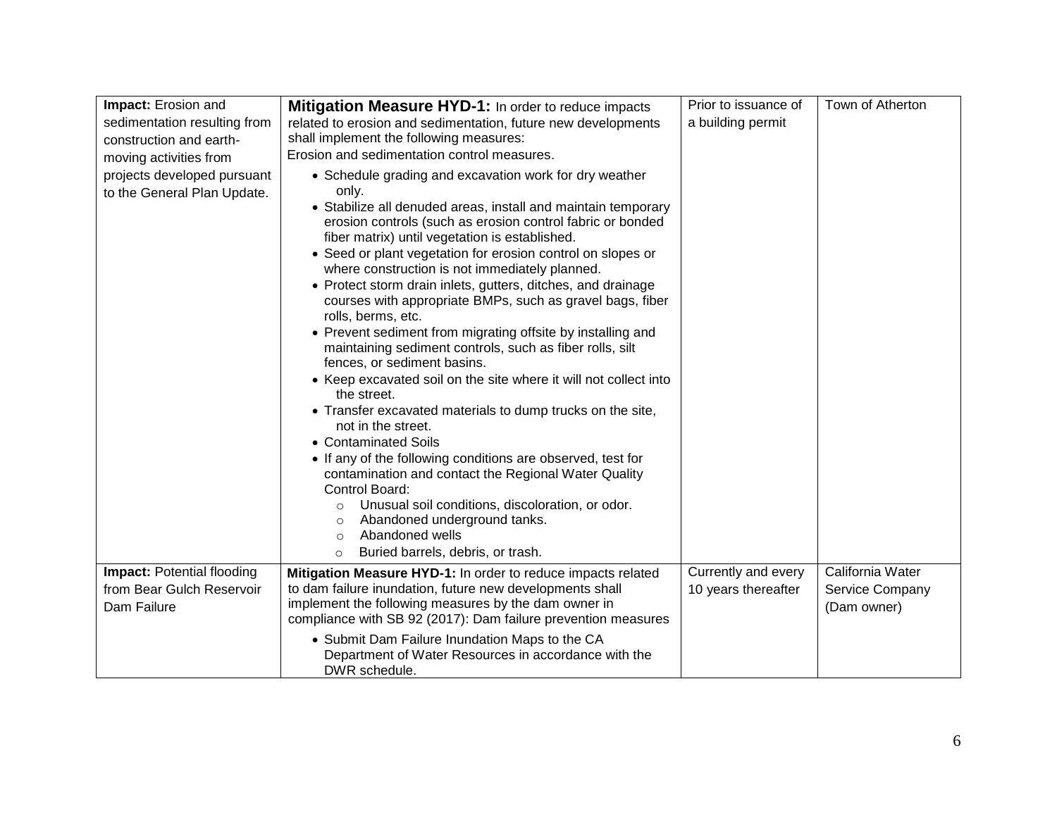| | | | |
|---|---|---|---|
| **Impact:** Erosion and sedimentation resulting from construction and earth-moving activities from projects developed pursuant to the General Plan Update. | **Mitigation Measure HYD-1:** In order to reduce impacts related to erosion and sedimentation, future new developments shall implement the following measures:<br>Erosion and sedimentation control measures.<br>• Schedule grading and excavation work for dry weather only.<br>• Stabilize all denuded areas, install and maintain temporary erosion controls (such as erosion control fabric or bonded fiber matrix) until vegetation is established.<br>• Seed or plant vegetation for erosion control on slopes or where construction is not immediately planned.<br>• Protect storm drain inlets, gutters, ditches, and drainage courses with appropriate BMPs, such as gravel bags, fiber rolls, berms, etc.<br>• Prevent sediment from migrating offsite by installing and maintaining sediment controls, such as fiber rolls, silt fences, or sediment basins.<br>• Keep excavated soil on the site where it will not collect into the street.<br>• Transfer excavated materials to dump trucks on the site, not in the street.<br>• Contaminated Soils<br>• If any of the following conditions are observed, test for contamination and contact the Regional Water Quality Control Board:<br>&nbsp;&nbsp;○ Unusual soil conditions, discoloration, or odor.<br>&nbsp;&nbsp;○ Abandoned underground tanks.<br>&nbsp;&nbsp;○ Abandoned wells<br>&nbsp;&nbsp;○ Buried barrels, debris, or trash. | Prior to issuance of a building permit | Town of Atherton |
| **Impact:** Potential flooding from Bear Gulch Reservoir Dam Failure | **Mitigation Measure HYD-1:** In order to reduce impacts related to dam failure inundation, future new developments shall implement the following measures by the dam owner in compliance with SB 92 (2017): Dam failure prevention measures<br>• Submit Dam Failure Inundation Maps to the CA Department of Water Resources in accordance with the DWR schedule. | Currently and every 10 years thereafter | California Water Service Company (Dam owner) |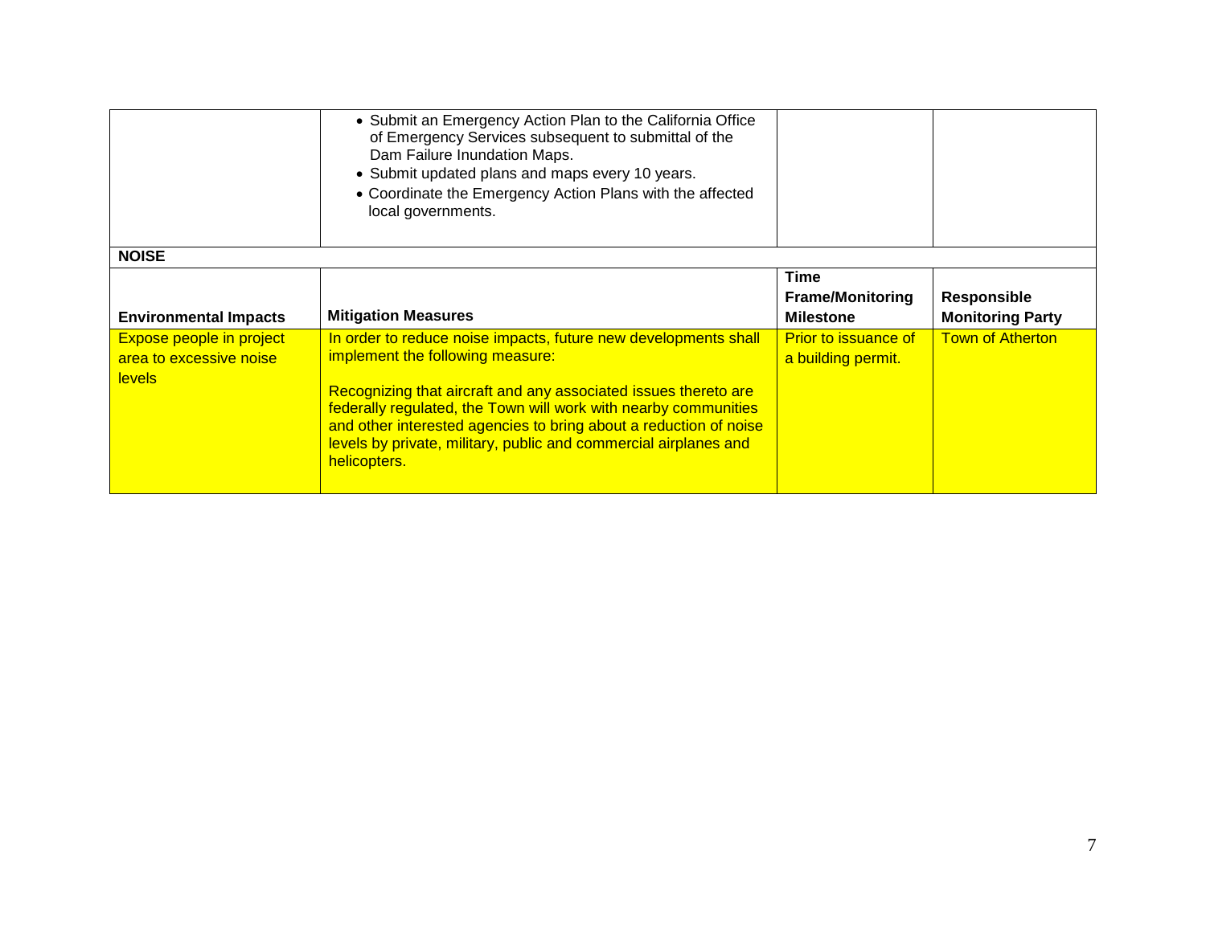| | | | |
|---|---|---|---|
| | • Submit an Emergency Action Plan to the California Office of Emergency Services subsequent to submittal of the Dam Failure Inundation Maps.<br>• Submit updated plans and maps every 10 years.<br>• Coordinate the Emergency Action Plans with the affected local governments. | | |

**NOISE**

| Environmental Impacts | Mitigation Measures | Time Frame/Monitoring Milestone | Responsible Monitoring Party |
|---|---|---|---|
| Expose people in project area to excessive noise levels | In order to reduce noise impacts, future new developments shall implement the following measure:<br><br>Recognizing that aircraft and any associated issues thereto are federally regulated, the Town will work with nearby communities and other interested agencies to bring about a reduction of noise levels by private, military, public and commercial airplanes and helicopters. | Prior to issuance of a building permit. | Town of Atherton |